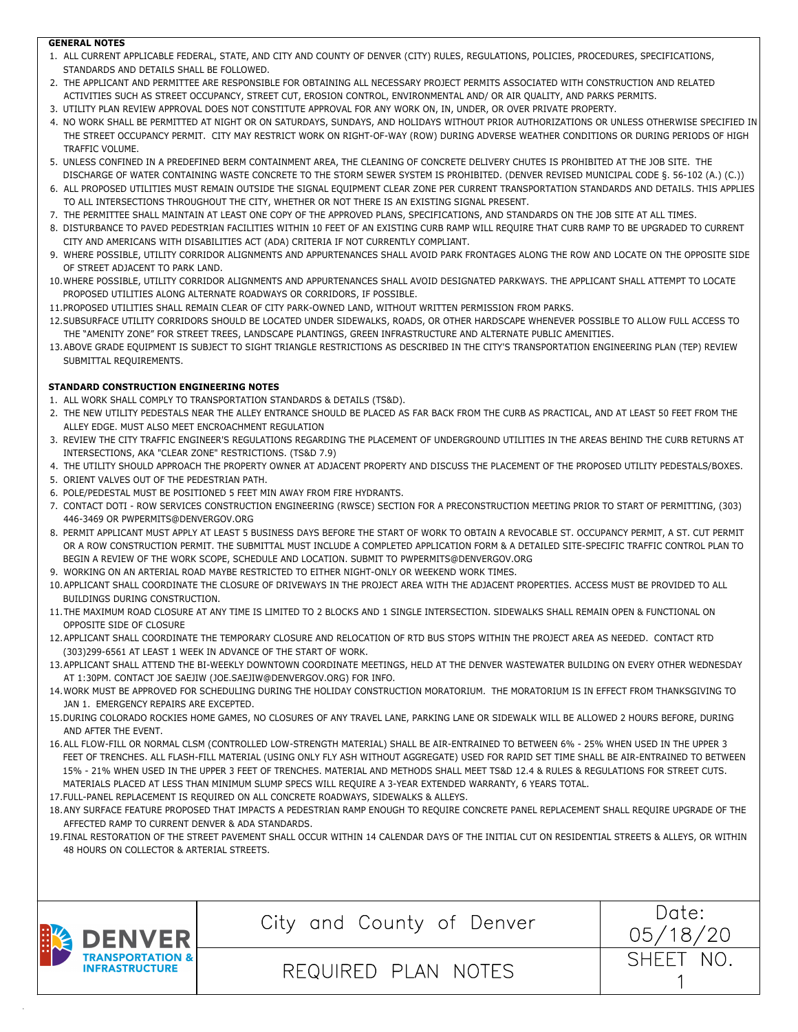## GENERAL NOTES

1. ALL CURRENT APPLICABLE FEDERAL, STATE, AND CITY AND COUNTY OF DENVER (CITY) RULES, REGULATIONS, POLICIES, PROCEDURES, SPECIFICATIONS, STANDARDS AND DETAILS SHALL BE FOLLOWED.
2. THE APPLICANT AND PERMITTEE ARE RESPONSIBLE FOR OBTAINING ALL NECESSARY PROJECT PERMITS ASSOCIATED WITH CONSTRUCTION AND RELATED ACTIVITIES SUCH AS STREET OCCUPANCY, STREET CUT, EROSION CONTROL, ENVIRONMENTAL AND/ OR AIR QUALITY, AND PARKS PERMITS.
3. UTILITY PLAN REVIEW APPROVAL DOES NOT CONSTITUTE APPROVAL FOR ANY WORK ON, IN, UNDER, OR OVER PRIVATE PROPERTY.
4. NO WORK SHALL BE PERMITTED AT NIGHT OR ON SATURDAYS, SUNDAYS, AND HOLIDAYS WITHOUT PRIOR AUTHORIZATIONS OR UNLESS OTHERWISE SPECIFIED IN THE STREET OCCUPANCY PERMIT. CITY MAY RESTRICT WORK ON RIGHT-OF-WAY (ROW) DURING ADVERSE WEATHER CONDITIONS OR DURING PERIODS OF HIGH TRAFFIC VOLUME.
5. UNLESS CONFINED IN A PREDEFINED BERM CONTAINMENT AREA, THE CLEANING OF CONCRETE DELIVERY CHUTES IS PROHIBITED AT THE JOB SITE. THE DISCHARGE OF WATER CONTAINING WASTE CONCRETE TO THE STORM SEWER SYSTEM IS PROHIBITED. (DENVER REVISED MUNICIPAL CODE §. 56-102 (A.) (C.))
6. ALL PROPOSED UTILITIES MUST REMAIN OUTSIDE THE SIGNAL EQUIPMENT CLEAR ZONE PER CURRENT TRANSPORTATION STANDARDS AND DETAILS. THIS APPLIES TO ALL INTERSECTIONS THROUGHOUT THE CITY, WHETHER OR NOT THERE IS AN EXISTING SIGNAL PRESENT.
7. THE PERMITTEE SHALL MAINTAIN AT LEAST ONE COPY OF THE APPROVED PLANS, SPECIFICATIONS, AND STANDARDS ON THE JOB SITE AT ALL TIMES.
8. DISTURBANCE TO PAVED PEDESTRIAN FACILITIES WITHIN 10 FEET OF AN EXISTING CURB RAMP WILL REQUIRE THAT CURB RAMP TO BE UPGRADED TO CURRENT CITY AND AMERICANS WITH DISABILITIES ACT (ADA) CRITERIA IF NOT CURRENTLY COMPLIANT.
9. WHERE POSSIBLE, UTILITY CORRIDOR ALIGNMENTS AND APPURTENANCES SHALL AVOID PARK FRONTAGES ALONG THE ROW AND LOCATE ON THE OPPOSITE SIDE OF STREET ADJACENT TO PARK LAND.
10. WHERE POSSIBLE, UTILITY CORRIDOR ALIGNMENTS AND APPURTENANCES SHALL AVOID DESIGNATED PARKWAYS. THE APPLICANT SHALL ATTEMPT TO LOCATE PROPOSED UTILITIES ALONG ALTERNATE ROADWAYS OR CORRIDORS, IF POSSIBLE.
11. PROPOSED UTILITIES SHALL REMAIN CLEAR OF CITY PARK-OWNED LAND, WITHOUT WRITTEN PERMISSION FROM PARKS.
12. SUBSURFACE UTILITY CORRIDORS SHOULD BE LOCATED UNDER SIDEWALKS, ROADS, OR OTHER HARDSCAPE WHENEVER POSSIBLE TO ALLOW FULL ACCESS TO THE "AMENITY ZONE" FOR STREET TREES, LANDSCAPE PLANTINGS, GREEN INFRASTRUCTURE AND ALTERNATE PUBLIC AMENITIES.
13. ABOVE GRADE EQUIPMENT IS SUBJECT TO SIGHT TRIANGLE RESTRICTIONS AS DESCRIBED IN THE CITY'S TRANSPORTATION ENGINEERING PLAN (TEP) REVIEW SUBMITTAL REQUIREMENTS.

## STANDARD CONSTRUCTION ENGINEERING NOTES

1. ALL WORK SHALL COMPLY TO TRANSPORTATION STANDARDS & DETAILS (TS&D).
2. THE NEW UTILITY PEDESTALS NEAR THE ALLEY ENTRANCE SHOULD BE PLACED AS FAR BACK FROM THE CURB AS PRACTICAL, AND AT LEAST 50 FEET FROM THE ALLEY EDGE. MUST ALSO MEET ENCROACHMENT REGULATION
3. REVIEW THE CITY TRAFFIC ENGINEER'S REGULATIONS REGARDING THE PLACEMENT OF UNDERGROUND UTILITIES IN THE AREAS BEHIND THE CURB RETURNS AT INTERSECTIONS, AKA "CLEAR ZONE" RESTRICTIONS. (TS&D 7.9)
4. THE UTILITY SHOULD APPROACH THE PROPERTY OWNER AT ADJACENT PROPERTY AND DISCUSS THE PLACEMENT OF THE PROPOSED UTILITY PEDESTALS/BOXES.
5. ORIENT VALVES OUT OF THE PEDESTRIAN PATH.
6. POLE/PEDESTAL MUST BE POSITIONED 5 FEET MIN AWAY FROM FIRE HYDRANTS.
7. CONTACT DOTI - ROW SERVICES CONSTRUCTION ENGINEERING (RWSCE) SECTION FOR A PRECONSTRUCTION MEETING PRIOR TO START OF PERMITTING, (303) 446-3469 OR PWPERMITS@DENVERGOV.ORG
8. PERMIT APPLICANT MUST APPLY AT LEAST 5 BUSINESS DAYS BEFORE THE START OF WORK TO OBTAIN A REVOCABLE ST. OCCUPANCY PERMIT, A ST. CUT PERMIT OR A ROW CONSTRUCTION PERMIT. THE SUBMITTAL MUST INCLUDE A COMPLETED APPLICATION FORM & A DETAILED SITE-SPECIFIC TRAFFIC CONTROL PLAN TO BEGIN A REVIEW OF THE WORK SCOPE, SCHEDULE AND LOCATION. SUBMIT TO PWPERMITS@DENVERGOV.ORG
9. WORKING ON AN ARTERIAL ROAD MAYBE RESTRICTED TO EITHER NIGHT-ONLY OR WEEKEND WORK TIMES.
10. APPLICANT SHALL COORDINATE THE CLOSURE OF DRIVEWAYS IN THE PROJECT AREA WITH THE ADJACENT PROPERTIES. ACCESS MUST BE PROVIDED TO ALL BUILDINGS DURING CONSTRUCTION.
11. THE MAXIMUM ROAD CLOSURE AT ANY TIME IS LIMITED TO 2 BLOCKS AND 1 SINGLE INTERSECTION. SIDEWALKS SHALL REMAIN OPEN & FUNCTIONAL ON OPPOSITE SIDE OF CLOSURE
12. APPLICANT SHALL COORDINATE THE TEMPORARY CLOSURE AND RELOCATION OF RTD BUS STOPS WITHIN THE PROJECT AREA AS NEEDED. CONTACT RTD (303)299-6561 AT LEAST 1 WEEK IN ADVANCE OF THE START OF WORK.
13. APPLICANT SHALL ATTEND THE BI-WEEKLY DOWNTOWN COORDINATE MEETINGS, HELD AT THE DENVER WASTEWATER BUILDING ON EVERY OTHER WEDNESDAY AT 1:30PM. CONTACT JOE SAEJIW (JOE.SAEJIW@DENVERGOV.ORG) FOR INFO.
14. WORK MUST BE APPROVED FOR SCHEDULING DURING THE HOLIDAY CONSTRUCTION MORATORIUM. THE MORATORIUM IS IN EFFECT FROM THANKSGIVING TO JAN 1. EMERGENCY REPAIRS ARE EXCEPTED.
15. DURING COLORADO ROCKIES HOME GAMES, NO CLOSURES OF ANY TRAVEL LANE, PARKING LANE OR SIDEWALK WILL BE ALLOWED 2 HOURS BEFORE, DURING AND AFTER THE EVENT.
16. ALL FLOW-FILL OR NORMAL CLSM (CONTROLLED LOW-STRENGTH MATERIAL) SHALL BE AIR-ENTRAINED TO BETWEEN 6% - 25% WHEN USED IN THE UPPER 3 FEET OF TRENCHES. ALL FLASH-FILL MATERIAL (USING ONLY FLY ASH WITHOUT AGGREGATE) USED FOR RAPID SET TIME SHALL BE AIR-ENTRAINED TO BETWEEN 15% - 21% WHEN USED IN THE UPPER 3 FEET OF TRENCHES. MATERIAL AND METHODS SHALL MEET TS&D 12.4 & RULES & REGULATIONS FOR STREET CUTS. MATERIALS PLACED AT LESS THAN MINIMUM SLUMP SPECS WILL REQUIRE A 3-YEAR EXTENDED WARRANTY, 6 YEARS TOTAL.
17. FULL-PANEL REPLACEMENT IS REQUIRED ON ALL CONCRETE ROADWAYS, SIDEWALKS & ALLEYS.
18. ANY SURFACE FEATURE PROPOSED THAT IMPACTS A PEDESTRIAN RAMP ENOUGH TO REQUIRE CONCRETE PANEL REPLACEMENT SHALL REQUIRE UPGRADE OF THE AFFECTED RAMP TO CURRENT DENVER & ADA STANDARDS.
19. FINAL RESTORATION OF THE STREET PAVEMENT SHALL OCCUR WITHIN 14 CALENDAR DAYS OF THE INITIAL CUT ON RESIDENTIAL STREETS & ALLEYS, OR WITHIN 48 HOURS ON COLLECTOR & ARTERIAL STREETS.

| DENVER TRANSPORTATION & INFRASTRUCTURE | City and County of Denver | Date: 05/18/20 |
|---|---|---|
| | REQUIRED PLAN NOTES | SHEET NO. 1 |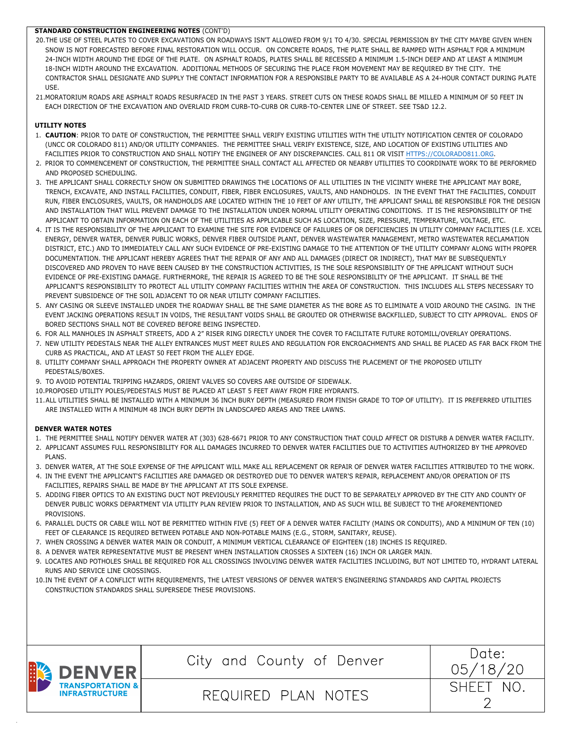**STANDARD CONSTRUCTION ENGINEERING NOTES** (CONT'D)

20. THE USE OF STEEL PLATES TO COVER EXCAVATIONS ON ROADWAYS ISN'T ALLOWED FROM 9/1 TO 4/30. SPECIAL PERMISSION BY THE CITY MAYBE GIVEN WHEN SNOW IS NOT FORECASTED BEFORE FINAL RESTORATION WILL OCCUR. ON CONCRETE ROADS, THE PLATE SHALL BE RAMPED WITH ASPHALT FOR A MINIMUM 24-INCH WIDTH AROUND THE EDGE OF THE PLATE. ON ASPHALT ROADS, PLATES SHALL BE RECESSED A MINIMUM 1.5-INCH DEEP AND AT LEAST A MINIMUM 18-INCH WIDTH AROUND THE EXCAVATION. ADDITIONAL METHODS OF SECURING THE PLACE FROM MOVEMENT MAY BE REQUIRED BY THE CITY. THE CONTRACTOR SHALL DESIGNATE AND SUPPLY THE CONTACT INFORMATION FOR A RESPONSIBLE PARTY TO BE AVAILABLE AS A 24-HOUR CONTACT DURING PLATE USE.
21. MORATORIUM ROADS ARE ASPHALT ROADS RESURFACED IN THE PAST 3 YEARS. STREET CUTS ON THESE ROADS SHALL BE MILLED A MINIMUM OF 50 FEET IN EACH DIRECTION OF THE EXCAVATION AND OVERLAID FROM CURB-TO-CURB OR CURB-TO-CENTER LINE OF STREET. SEE TS&D 12.2.

**UTILITY NOTES**

1. **CAUTION**: PRIOR TO DATE OF CONSTRUCTION, THE PERMITTEE SHALL VERIFY EXISTING UTILITIES WITH THE UTILITY NOTIFICATION CENTER OF COLORADO (UNCC OR COLORADO 811) AND/OR UTILITY COMPANIES. THE PERMITTEE SHALL VERIFY EXISTENCE, SIZE, AND LOCATION OF EXISTING UTILITIES AND FACILITIES PRIOR TO CONSTRUCTION AND SHALL NOTIFY THE ENGINEER OF ANY DISCREPANCIES. CALL 811 OR VISIT HTTPS://COLORADO811.ORG.
2. PRIOR TO COMMENCEMENT OF CONSTRUCTION, THE PERMITTEE SHALL CONTACT ALL AFFECTED OR NEARBY UTILITIES TO COORDINATE WORK TO BE PERFORMED AND PROPOSED SCHEDULING.
3. THE APPLICANT SHALL CORRECTLY SHOW ON SUBMITTED DRAWINGS THE LOCATIONS OF ALL UTILITIES IN THE VICINITY WHERE THE APPLICANT MAY BORE, TRENCH, EXCAVATE, AND INSTALL FACILITIES, CONDUIT, FIBER, FIBER ENCLOSURES, VAULTS, AND HANDHOLDS. IN THE EVENT THAT THE FACILITIES, CONDUIT RUN, FIBER ENCLOSURES, VAULTS, OR HANDHOLDS ARE LOCATED WITHIN THE 10 FEET OF ANY UTILITY, THE APPLICANT SHALL BE RESPONSIBLE FOR THE DESIGN AND INSTALLATION THAT WILL PREVENT DAMAGE TO THE INSTALLATION UNDER NORMAL UTILITY OPERATING CONDITIONS. IT IS THE RESPONSIBILITY OF THE APPLICANT TO OBTAIN INFORMATION ON EACH OF THE UTILITIES AS APPLICABLE SUCH AS LOCATION, SIZE, PRESSURE, TEMPERATURE, VOLTAGE, ETC.
4. IT IS THE RESPONSIBILITY OF THE APPLICANT TO EXAMINE THE SITE FOR EVIDENCE OF FAILURES OF OR DEFICIENCIES IN UTILITY COMPANY FACILITIES (I.E. XCEL ENERGY, DENVER WATER, DENVER PUBLIC WORKS, DENVER FIBER OUTSIDE PLANT, DENVER WASTEWATER MANAGEMENT, METRO WASTEWATER RECLAMATION DISTRICT, ETC.) AND TO IMMEDIATELY CALL ANY SUCH EVIDENCE OF PRE-EXISTING DAMAGE TO THE ATTENTION OF THE UTILITY COMPANY ALONG WITH PROPER DOCUMENTATION. THE APPLICANT HEREBY AGREES THAT THE REPAIR OF ANY AND ALL DAMAGES (DIRECT OR INDIRECT), THAT MAY BE SUBSEQUENTLY DISCOVERED AND PROVEN TO HAVE BEEN CAUSED BY THE CONSTRUCTION ACTIVITIES, IS THE SOLE RESPONSIBILITY OF THE APPLICANT WITHOUT SUCH EVIDENCE OF PRE-EXISTING DAMAGE. FURTHERMORE, THE REPAIR IS AGREED TO BE THE SOLE RESPONSIBILITY OF THE APPLICANT. IT SHALL BE THE APPLICANT'S RESPONSIBILITY TO PROTECT ALL UTILITY COMPANY FACILITIES WITHIN THE AREA OF CONSTRUCTION. THIS INCLUDES ALL STEPS NECESSARY TO PREVENT SUBSIDENCE OF THE SOIL ADJACENT TO OR NEAR UTILITY COMPANY FACILITIES.
5. ANY CASING OR SLEEVE INSTALLED UNDER THE ROADWAY SHALL BE THE SAME DIAMETER AS THE BORE AS TO ELIMINATE A VOID AROUND THE CASING. IN THE EVENT JACKING OPERATIONS RESULT IN VOIDS, THE RESULTANT VOIDS SHALL BE GROUTED OR OTHERWISE BACKFILLED, SUBJECT TO CITY APPROVAL. ENDS OF BORED SECTIONS SHALL NOT BE COVERED BEFORE BEING INSPECTED.
6. FOR ALL MANHOLES IN ASPHALT STREETS, ADD A 2" RISER RING DIRECTLY UNDER THE COVER TO FACILITATE FUTURE ROTOMILL/OVERLAY OPERATIONS.
7. NEW UTILITY PEDESTALS NEAR THE ALLEY ENTRANCES MUST MEET RULES AND REGULATION FOR ENCROACHMENTS AND SHALL BE PLACED AS FAR BACK FROM THE CURB AS PRACTICAL, AND AT LEAST 50 FEET FROM THE ALLEY EDGE.
8. UTILITY COMPANY SHALL APPROACH THE PROPERTY OWNER AT ADJACENT PROPERTY AND DISCUSS THE PLACEMENT OF THE PROPOSED UTILITY PEDESTALS/BOXES.
9. TO AVOID POTENTIAL TRIPPING HAZARDS, ORIENT VALVES SO COVERS ARE OUTSIDE OF SIDEWALK.
10. PROPOSED UTILITY POLES/PEDESTALS MUST BE PLACED AT LEAST 5 FEET AWAY FROM FIRE HYDRANTS.
11. ALL UTILITIES SHALL BE INSTALLED WITH A MINIMUM 36 INCH BURY DEPTH (MEASURED FROM FINISH GRADE TO TOP OF UTILITY). IT IS PREFERRED UTILITIES ARE INSTALLED WITH A MINIMUM 48 INCH BURY DEPTH IN LANDSCAPED AREAS AND TREE LAWNS.

**DENVER WATER NOTES**

1. THE PERMITTEE SHALL NOTIFY DENVER WATER AT (303) 628-6671 PRIOR TO ANY CONSTRUCTION THAT COULD AFFECT OR DISTURB A DENVER WATER FACILITY.
2. APPLICANT ASSUMES FULL RESPONSIBILITY FOR ALL DAMAGES INCURRED TO DENVER WATER FACILITIES DUE TO ACTIVITIES AUTHORIZED BY THE APPROVED PLANS.
3. DENVER WATER, AT THE SOLE EXPENSE OF THE APPLICANT WILL MAKE ALL REPLACEMENT OR REPAIR OF DENVER WATER FACILITIES ATTRIBUTED TO THE WORK.
4. IN THE EVENT THE APPLICANT'S FACILITIES ARE DAMAGED OR DESTROYED DUE TO DENVER WATER'S REPAIR, REPLACEMENT AND/OR OPERATION OF ITS FACILITIES, REPAIRS SHALL BE MADE BY THE APPLICANT AT ITS SOLE EXPENSE.
5. ADDING FIBER OPTICS TO AN EXISTING DUCT NOT PREVIOUSLY PERMITTED REQUIRES THE DUCT TO BE SEPARATELY APPROVED BY THE CITY AND COUNTY OF DENVER PUBLIC WORKS DEPARTMENT VIA UTILITY PLAN REVIEW PRIOR TO INSTALLATION, AND AS SUCH WILL BE SUBJECT TO THE AFOREMENTIONED PROVISIONS.
6. PARALLEL DUCTS OR CABLE WILL NOT BE PERMITTED WITHIN FIVE (5) FEET OF A DENVER WATER FACILITY (MAINS OR CONDUITS), AND A MINIMUM OF TEN (10) FEET OF CLEARANCE IS REQUIRED BETWEEN POTABLE AND NON-POTABLE MAINS (E.G., STORM, SANITARY, REUSE).
7. WHEN CROSSING A DENVER WATER MAIN OR CONDUIT, A MINIMUM VERTICAL CLEARANCE OF EIGHTEEN (18) INCHES IS REQUIRED.
8. A DENVER WATER REPRESENTATIVE MUST BE PRESENT WHEN INSTALLATION CROSSES A SIXTEEN (16) INCH OR LARGER MAIN.
9. LOCATES AND POTHOLES SHALL BE REQUIRED FOR ALL CROSSINGS INVOLVING DENVER WATER FACILITIES INCLUDING, BUT NOT LIMITED TO, HYDRANT LATERAL RUNS AND SERVICE LINE CROSSINGS.
10. IN THE EVENT OF A CONFLICT WITH REQUIREMENTS, THE LATEST VERSIONS OF DENVER WATER'S ENGINEERING STANDARDS AND CAPITAL PROJECTS CONSTRUCTION STANDARDS SHALL SUPERSEDE THESE PROVISIONS.

| DENVER TRANSPORTATION & INFRASTRUCTURE | City and County of Denver | Date: 05/18/20 |
|---|---|---|
| | REQUIRED PLAN NOTES | SHEET NO. 2 |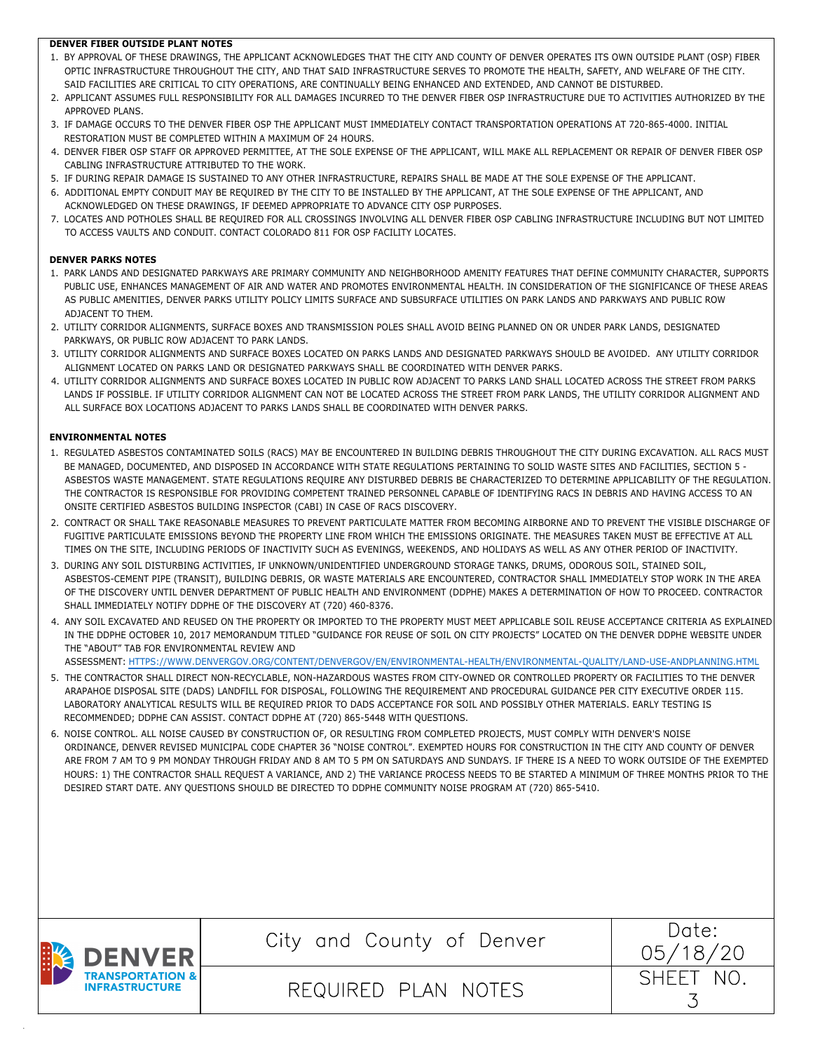## DENVER FIBER OUTSIDE PLANT NOTES

1. BY APPROVAL OF THESE DRAWINGS, THE APPLICANT ACKNOWLEDGES THAT THE CITY AND COUNTY OF DENVER OPERATES ITS OWN OUTSIDE PLANT (OSP) FIBER OPTIC INFRASTRUCTURE THROUGHOUT THE CITY, AND THAT SAID INFRASTRUCTURE SERVES TO PROMOTE THE HEALTH, SAFETY, AND WELFARE OF THE CITY. SAID FACILITIES ARE CRITICAL TO CITY OPERATIONS, ARE CONTINUALLY BEING ENHANCED AND EXTENDED, AND CANNOT BE DISTURBED.
2. APPLICANT ASSUMES FULL RESPONSIBILITY FOR ALL DAMAGES INCURRED TO THE DENVER FIBER OSP INFRASTRUCTURE DUE TO ACTIVITIES AUTHORIZED BY THE APPROVED PLANS.
3. IF DAMAGE OCCURS TO THE DENVER FIBER OSP THE APPLICANT MUST IMMEDIATELY CONTACT TRANSPORTATION OPERATIONS AT 720-865-4000. INITIAL RESTORATION MUST BE COMPLETED WITHIN A MAXIMUM OF 24 HOURS.
4. DENVER FIBER OSP STAFF OR APPROVED PERMITTEE, AT THE SOLE EXPENSE OF THE APPLICANT, WILL MAKE ALL REPLACEMENT OR REPAIR OF DENVER FIBER OSP CABLING INFRASTRUCTURE ATTRIBUTED TO THE WORK.
5. IF DURING REPAIR DAMAGE IS SUSTAINED TO ANY OTHER INFRASTRUCTURE, REPAIRS SHALL BE MADE AT THE SOLE EXPENSE OF THE APPLICANT.
6. ADDITIONAL EMPTY CONDUIT MAY BE REQUIRED BY THE CITY TO BE INSTALLED BY THE APPLICANT, AT THE SOLE EXPENSE OF THE APPLICANT, AND ACKNOWLEDGED ON THESE DRAWINGS, IF DEEMED APPROPRIATE TO ADVANCE CITY OSP PURPOSES.
7. LOCATES AND POTHOLES SHALL BE REQUIRED FOR ALL CROSSINGS INVOLVING ALL DENVER FIBER OSP CABLING INFRASTRUCTURE INCLUDING BUT NOT LIMITED TO ACCESS VAULTS AND CONDUIT. CONTACT COLORADO 811 FOR OSP FACILITY LOCATES.

## DENVER PARKS NOTES

1. PARK LANDS AND DESIGNATED PARKWAYS ARE PRIMARY COMMUNITY AND NEIGHBORHOOD AMENITY FEATURES THAT DEFINE COMMUNITY CHARACTER, SUPPORTS PUBLIC USE, ENHANCES MANAGEMENT OF AIR AND WATER AND PROMOTES ENVIRONMENTAL HEALTH. IN CONSIDERATION OF THE SIGNIFICANCE OF THESE AREAS AS PUBLIC AMENITIES, DENVER PARKS UTILITY POLICY LIMITS SURFACE AND SUBSURFACE UTILITIES ON PARK LANDS AND PARKWAYS AND PUBLIC ROW ADJACENT TO THEM.
2. UTILITY CORRIDOR ALIGNMENTS, SURFACE BOXES AND TRANSMISSION POLES SHALL AVOID BEING PLANNED ON OR UNDER PARK LANDS, DESIGNATED PARKWAYS, OR PUBLIC ROW ADJACENT TO PARK LANDS.
3. UTILITY CORRIDOR ALIGNMENTS AND SURFACE BOXES LOCATED ON PARKS LANDS AND DESIGNATED PARKWAYS SHOULD BE AVOIDED. ANY UTILITY CORRIDOR ALIGNMENT LOCATED ON PARKS LAND OR DESIGNATED PARKWAYS SHALL BE COORDINATED WITH DENVER PARKS.
4. UTILITY CORRIDOR ALIGNMENTS AND SURFACE BOXES LOCATED IN PUBLIC ROW ADJACENT TO PARKS LAND SHALL LOCATED ACROSS THE STREET FROM PARKS LANDS IF POSSIBLE. IF UTILITY CORRIDOR ALIGNMENT CAN NOT BE LOCATED ACROSS THE STREET FROM PARK LANDS, THE UTILITY CORRIDOR ALIGNMENT AND ALL SURFACE BOX LOCATIONS ADJACENT TO PARKS LANDS SHALL BE COORDINATED WITH DENVER PARKS.

## ENVIRONMENTAL NOTES

1. REGULATED ASBESTOS CONTAMINATED SOILS (RACS) MAY BE ENCOUNTERED IN BUILDING DEBRIS THROUGHOUT THE CITY DURING EXCAVATION. ALL RACS MUST BE MANAGED, DOCUMENTED, AND DISPOSED IN ACCORDANCE WITH STATE REGULATIONS PERTAINING TO SOLID WASTE SITES AND FACILITIES, SECTION 5 - ASBESTOS WASTE MANAGEMENT. STATE REGULATIONS REQUIRE ANY DISTURBED DEBRIS BE CHARACTERIZED TO DETERMINE APPLICABILITY OF THE REGULATION. THE CONTRACTOR IS RESPONSIBLE FOR PROVIDING COMPETENT TRAINED PERSONNEL CAPABLE OF IDENTIFYING RACS IN DEBRIS AND HAVING ACCESS TO AN ONSITE CERTIFIED ASBESTOS BUILDING INSPECTOR (CABI) IN CASE OF RACS DISCOVERY.
2. CONTRACT OR SHALL TAKE REASONABLE MEASURES TO PREVENT PARTICULATE MATTER FROM BECOMING AIRBORNE AND TO PREVENT THE VISIBLE DISCHARGE OF FUGITIVE PARTICULATE EMISSIONS BEYOND THE PROPERTY LINE FROM WHICH THE EMISSIONS ORIGINATE. THE MEASURES TAKEN MUST BE EFFECTIVE AT ALL TIMES ON THE SITE, INCLUDING PERIODS OF INACTIVITY SUCH AS EVENINGS, WEEKENDS, AND HOLIDAYS AS WELL AS ANY OTHER PERIOD OF INACTIVITY.
3. DURING ANY SOIL DISTURBING ACTIVITIES, IF UNKNOWN/UNIDENTIFIED UNDERGROUND STORAGE TANKS, DRUMS, ODOROUS SOIL, STAINED SOIL, ASBESTOS-CEMENT PIPE (TRANSIT), BUILDING DEBRIS, OR WASTE MATERIALS ARE ENCOUNTERED, CONTRACTOR SHALL IMMEDIATELY STOP WORK IN THE AREA OF THE DISCOVERY UNTIL DENVER DEPARTMENT OF PUBLIC HEALTH AND ENVIRONMENT (DDPHE) MAKES A DETERMINATION OF HOW TO PROCEED. CONTRACTOR SHALL IMMEDIATELY NOTIFY DDPHE OF THE DISCOVERY AT (720) 460-8376.
4. ANY SOIL EXCAVATED AND REUSED ON THE PROPERTY OR IMPORTED TO THE PROPERTY MUST MEET APPLICABLE SOIL REUSE ACCEPTANCE CRITERIA AS EXPLAINED IN THE DDPHE OCTOBER 10, 2017 MEMORANDUM TITLED "GUIDANCE FOR REUSE OF SOIL ON CITY PROJECTS" LOCATED ON THE DENVER DDPHE WEBSITE UNDER THE "ABOUT" TAB FOR ENVIRONMENTAL REVIEW AND ASSESSMENT: HTTPS://WWW.DENVERGOV.ORG/CONTENT/DENVERGOV/EN/ENVIRONMENTAL-HEALTH/ENVIRONMENTAL-QUALITY/LAND-USE-ANDPLANNING.HTML
5. THE CONTRACTOR SHALL DIRECT NON-RECYCLABLE, NON-HAZARDOUS WASTES FROM CITY-OWNED OR CONTROLLED PROPERTY OR FACILITIES TO THE DENVER ARAPAHOE DISPOSAL SITE (DADS) LANDFILL FOR DISPOSAL, FOLLOWING THE REQUIREMENT AND PROCEDURAL GUIDANCE PER CITY EXECUTIVE ORDER 115. LABORATORY ANALYTICAL RESULTS WILL BE REQUIRED PRIOR TO DADS ACCEPTANCE FOR SOIL AND POSSIBLY OTHER MATERIALS. EARLY TESTING IS RECOMMENDED; DDPHE CAN ASSIST. CONTACT DDPHE AT (720) 865-5448 WITH QUESTIONS.
6. NOISE CONTROL. ALL NOISE CAUSED BY CONSTRUCTION OF, OR RESULTING FROM COMPLETED PROJECTS, MUST COMPLY WITH DENVER'S NOISE ORDINANCE, DENVER REVISED MUNICIPAL CODE CHAPTER 36 "NOISE CONTROL". EXEMPTED HOURS FOR CONSTRUCTION IN THE CITY AND COUNTY OF DENVER ARE FROM 7 AM TO 9 PM MONDAY THROUGH FRIDAY AND 8 AM TO 5 PM ON SATURDAYS AND SUNDAYS. IF THERE IS A NEED TO WORK OUTSIDE OF THE EXEMPTED HOURS: 1) THE CONTRACTOR SHALL REQUEST A VARIANCE, AND 2) THE VARIANCE PROCESS NEEDS TO BE STARTED A MINIMUM OF THREE MONTHS PRIOR TO THE DESIRED START DATE. ANY QUESTIONS SHOULD BE DIRECTED TO DDPHE COMMUNITY NOISE PROGRAM AT (720) 865-5410.

| DENVER TRANSPORTATION & INFRASTRUCTURE | City and County of Denver | Date: 05/18/20 |
|---|---|---|
| | REQUIRED PLAN NOTES | SHEET NO. 3 |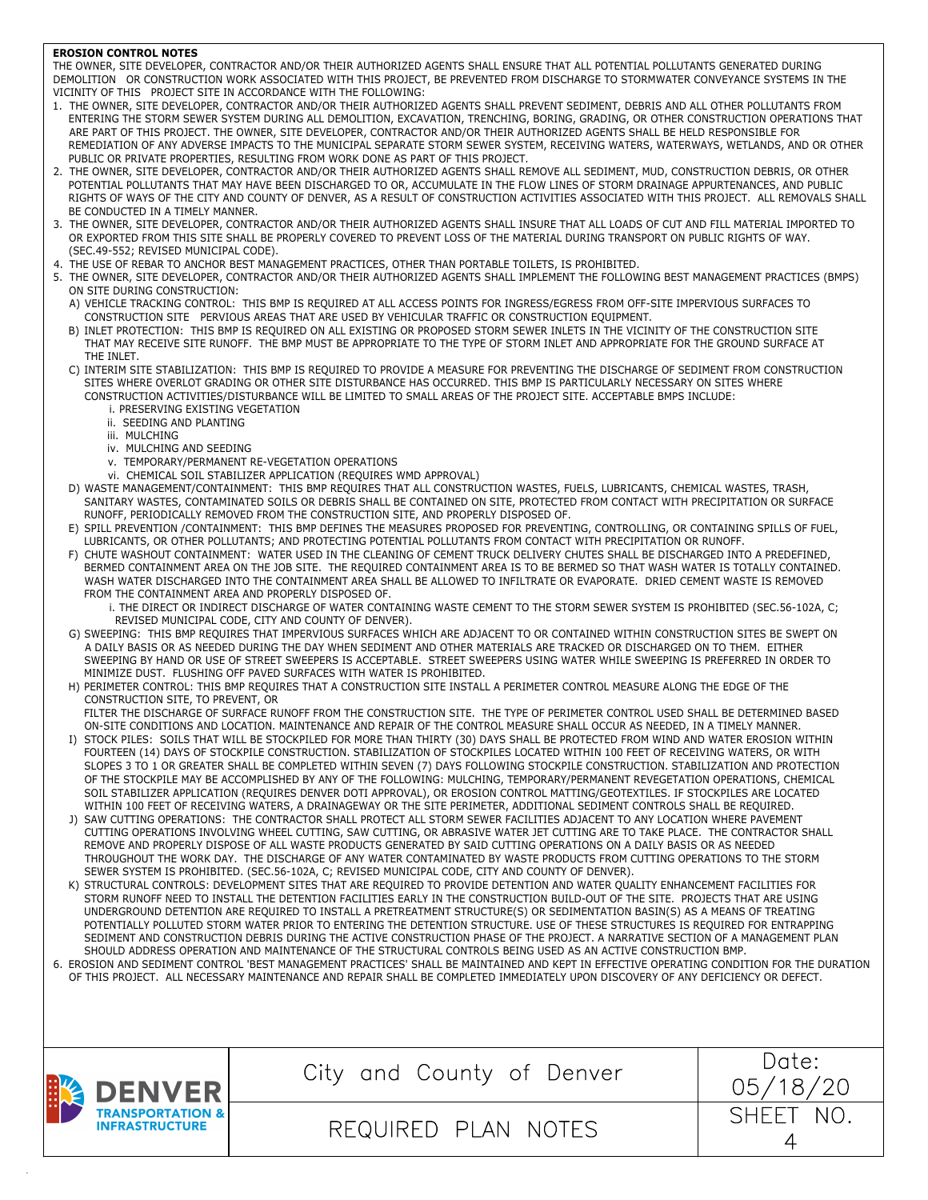**EROSION CONTROL NOTES**

THE OWNER, SITE DEVELOPER, CONTRACTOR AND/OR THEIR AUTHORIZED AGENTS SHALL ENSURE THAT ALL POTENTIAL POLLUTANTS GENERATED DURING DEMOLITION OR CONSTRUCTION WORK ASSOCIATED WITH THIS PROJECT, BE PREVENTED FROM DISCHARGE TO STORMWATER CONVEYANCE SYSTEMS IN THE VICINITY OF THIS PROJECT SITE IN ACCORDANCE WITH THE FOLLOWING:

1. THE OWNER, SITE DEVELOPER, CONTRACTOR AND/OR THEIR AUTHORIZED AGENTS SHALL PREVENT SEDIMENT, DEBRIS AND ALL OTHER POLLUTANTS FROM ENTERING THE STORM SEWER SYSTEM DURING ALL DEMOLITION, EXCAVATION, TRENCHING, BORING, GRADING, OR OTHER CONSTRUCTION OPERATIONS THAT ARE PART OF THIS PROJECT. THE OWNER, SITE DEVELOPER, CONTRACTOR AND/OR THEIR AUTHORIZED AGENTS SHALL BE HELD RESPONSIBLE FOR REMEDIATION OF ANY ADVERSE IMPACTS TO THE MUNICIPAL SEPARATE STORM SEWER SYSTEM, RECEIVING WATERS, WATERWAYS, WETLANDS, AND OR OTHER PUBLIC OR PRIVATE PROPERTIES, RESULTING FROM WORK DONE AS PART OF THIS PROJECT.
2. THE OWNER, SITE DEVELOPER, CONTRACTOR AND/OR THEIR AUTHORIZED AGENTS SHALL REMOVE ALL SEDIMENT, MUD, CONSTRUCTION DEBRIS, OR OTHER POTENTIAL POLLUTANTS THAT MAY HAVE BEEN DISCHARGED TO OR, ACCUMULATE IN THE FLOW LINES OF STORM DRAINAGE APPURTENANCES, AND PUBLIC RIGHTS OF WAYS OF THE CITY AND COUNTY OF DENVER, AS A RESULT OF CONSTRUCTION ACTIVITIES ASSOCIATED WITH THIS PROJECT. ALL REMOVALS SHALL BE CONDUCTED IN A TIMELY MANNER.
3. THE OWNER, SITE DEVELOPER, CONTRACTOR AND/OR THEIR AUTHORIZED AGENTS SHALL INSURE THAT ALL LOADS OF CUT AND FILL MATERIAL IMPORTED TO OR EXPORTED FROM THIS SITE SHALL BE PROPERLY COVERED TO PREVENT LOSS OF THE MATERIAL DURING TRANSPORT ON PUBLIC RIGHTS OF WAY. (SEC.49-552; REVISED MUNICIPAL CODE).
4. THE USE OF REBAR TO ANCHOR BEST MANAGEMENT PRACTICES, OTHER THAN PORTABLE TOILETS, IS PROHIBITED.
5. THE OWNER, SITE DEVELOPER, CONTRACTOR AND/OR THEIR AUTHORIZED AGENTS SHALL IMPLEMENT THE FOLLOWING BEST MANAGEMENT PRACTICES (BMPS) ON SITE DURING CONSTRUCTION:
   A) VEHICLE TRACKING CONTROL: THIS BMP IS REQUIRED AT ALL ACCESS POINTS FOR INGRESS/EGRESS FROM OFF-SITE IMPERVIOUS SURFACES TO CONSTRUCTION SITE PERVIOUS AREAS THAT ARE USED BY VEHICULAR TRAFFIC OR CONSTRUCTION EQUIPMENT.
   B) INLET PROTECTION: THIS BMP IS REQUIRED ON ALL EXISTING OR PROPOSED STORM SEWER INLETS IN THE VICINITY OF THE CONSTRUCTION SITE THAT MAY RECEIVE SITE RUNOFF. THE BMP MUST BE APPROPRIATE TO THE TYPE OF STORM INLET AND APPROPRIATE FOR THE GROUND SURFACE AT THE INLET.
   C) INTERIM SITE STABILIZATION: THIS BMP IS REQUIRED TO PROVIDE A MEASURE FOR PREVENTING THE DISCHARGE OF SEDIMENT FROM CONSTRUCTION SITES WHERE OVERLOT GRADING OR OTHER SITE DISTURBANCE HAS OCCURRED. THIS BMP IS PARTICULARLY NECESSARY ON SITES WHERE CONSTRUCTION ACTIVITIES/DISTURBANCE WILL BE LIMITED TO SMALL AREAS OF THE PROJECT SITE. ACCEPTABLE BMPS INCLUDE:
      i. PRESERVING EXISTING VEGETATION
      ii. SEEDING AND PLANTING
      iii. MULCHING
      iv. MULCHING AND SEEDING
      v. TEMPORARY/PERMANENT RE-VEGETATION OPERATIONS
      vi. CHEMICAL SOIL STABILIZER APPLICATION (REQUIRES WMD APPROVAL)
   D) WASTE MANAGEMENT/CONTAINMENT: THIS BMP REQUIRES THAT ALL CONSTRUCTION WASTES, FUELS, LUBRICANTS, CHEMICAL WASTES, TRASH, SANITARY WASTES, CONTAMINATED SOILS OR DEBRIS SHALL BE CONTAINED ON SITE, PROTECTED FROM CONTACT WITH PRECIPITATION OR SURFACE RUNOFF, PERIODICALLY REMOVED FROM THE CONSTRUCTION SITE, AND PROPERLY DISPOSED OF.
   E) SPILL PREVENTION /CONTAINMENT: THIS BMP DEFINES THE MEASURES PROPOSED FOR PREVENTING, CONTROLLING, OR CONTAINING SPILLS OF FUEL, LUBRICANTS, OR OTHER POLLUTANTS; AND PROTECTING POTENTIAL POLLUTANTS FROM CONTACT WITH PRECIPITATION OR RUNOFF.
   F) CHUTE WASHOUT CONTAINMENT: WATER USED IN THE CLEANING OF CEMENT TRUCK DELIVERY CHUTES SHALL BE DISCHARGED INTO A PREDEFINED, BERMED CONTAINMENT AREA ON THE JOB SITE. THE REQUIRED CONTAINMENT AREA IS TO BE BERMED SO THAT WASH WATER IS TOTALLY CONTAINED. WASH WATER DISCHARGED INTO THE CONTAINMENT AREA SHALL BE ALLOWED TO INFILTRATE OR EVAPORATE. DRIED CEMENT WASTE IS REMOVED FROM THE CONTAINMENT AREA AND PROPERLY DISPOSED OF.
      i. THE DIRECT OR INDIRECT DISCHARGE OF WATER CONTAINING WASTE CEMENT TO THE STORM SEWER SYSTEM IS PROHIBITED (SEC.56-102A, C; REVISED MUNICIPAL CODE, CITY AND COUNTY OF DENVER).
   G) SWEEPING: THIS BMP REQUIRES THAT IMPERVIOUS SURFACES WHICH ARE ADJACENT TO OR CONTAINED WITHIN CONSTRUCTION SITES BE SWEPT ON A DAILY BASIS OR AS NEEDED DURING THE DAY WHEN SEDIMENT AND OTHER MATERIALS ARE TRACKED OR DISCHARGED ON TO THEM. EITHER SWEEPING BY HAND OR USE OF STREET SWEEPERS IS ACCEPTABLE. STREET SWEEPERS USING WATER WHILE SWEEPING IS PREFERRED IN ORDER TO MINIMIZE DUST. FLUSHING OFF PAVED SURFACES WITH WATER IS PROHIBITED.
   H) PERIMETER CONTROL: THIS BMP REQUIRES THAT A CONSTRUCTION SITE INSTALL A PERIMETER CONTROL MEASURE ALONG THE EDGE OF THE CONSTRUCTION SITE, TO PREVENT, OR FILTER THE DISCHARGE OF SURFACE RUNOFF FROM THE CONSTRUCTION SITE. THE TYPE OF PERIMETER CONTROL USED SHALL BE DETERMINED BASED ON-SITE CONDITIONS AND LOCATION. MAINTENANCE AND REPAIR OF THE CONTROL MEASURE SHALL OCCUR AS NEEDED, IN A TIMELY MANNER.
   I) STOCK PILES: SOILS THAT WILL BE STOCKPILED FOR MORE THAN THIRTY (30) DAYS SHALL BE PROTECTED FROM WIND AND WATER EROSION WITHIN FOURTEEN (14) DAYS OF STOCKPILE CONSTRUCTION. STABILIZATION OF STOCKPILES LOCATED WITHIN 100 FEET OF RECEIVING WATERS, OR WITH SLOPES 3 TO 1 OR GREATER SHALL BE COMPLETED WITHIN SEVEN (7) DAYS FOLLOWING STOCKPILE CONSTRUCTION. STABILIZATION AND PROTECTION OF THE STOCKPILE MAY BE ACCOMPLISHED BY ANY OF THE FOLLOWING: MULCHING, TEMPORARY/PERMANENT REVEGETATION OPERATIONS, CHEMICAL SOIL STABILIZER APPLICATION (REQUIRES DENVER DOTI APPROVAL), OR EROSION CONTROL MATTING/GEOTEXTILES. IF STOCKPILES ARE LOCATED WITHIN 100 FEET OF RECEIVING WATERS, A DRAINAGEWAY OR THE SITE PERIMETER, ADDITIONAL SEDIMENT CONTROLS SHALL BE REQUIRED.
   J) SAW CUTTING OPERATIONS: THE CONTRACTOR SHALL PROTECT ALL STORM SEWER FACILITIES ADJACENT TO ANY LOCATION WHERE PAVEMENT CUTTING OPERATIONS INVOLVING WHEEL CUTTING, SAW CUTTING, OR ABRASIVE WATER JET CUTTING ARE TO TAKE PLACE. THE CONTRACTOR SHALL REMOVE AND PROPERLY DISPOSE OF ALL WASTE PRODUCTS GENERATED BY SAID CUTTING OPERATIONS ON A DAILY BASIS OR AS NEEDED THROUGHOUT THE WORK DAY. THE DISCHARGE OF ANY WATER CONTAMINATED BY WASTE PRODUCTS FROM CUTTING OPERATIONS TO THE STORM SEWER SYSTEM IS PROHIBITED. (SEC.56-102A, C; REVISED MUNICIPAL CODE, CITY AND COUNTY OF DENVER).
   K) STRUCTURAL CONTROLS: DEVELOPMENT SITES THAT ARE REQUIRED TO PROVIDE DETENTION AND WATER QUALITY ENHANCEMENT FACILITIES FOR STORM RUNOFF NEED TO INSTALL THE DETENTION FACILITIES EARLY IN THE CONSTRUCTION BUILD-OUT OF THE SITE. PROJECTS THAT ARE USING UNDERGROUND DETENTION ARE REQUIRED TO INSTALL A PRETREATMENT STRUCTURE(S) OR SEDIMENTATION BASIN(S) AS A MEANS OF TREATING POTENTIALLY POLLUTED STORM WATER PRIOR TO ENTERING THE DETENTION STRUCTURE. USE OF THESE STRUCTURES IS REQUIRED FOR ENTRAPPING SEDIMENT AND CONSTRUCTION DEBRIS DURING THE ACTIVE CONSTRUCTION PHASE OF THE PROJECT. A NARRATIVE SECTION OF A MANAGEMENT PLAN SHOULD ADDRESS OPERATION AND MAINTENANCE OF THE STRUCTURAL CONTROLS BEING USED AS AN ACTIVE CONSTRUCTION BMP.
6. EROSION AND SEDIMENT CONTROL 'BEST MANAGEMENT PRACTICES' SHALL BE MAINTAINED AND KEPT IN EFFECTIVE OPERATING CONDITION FOR THE DURATION OF THIS PROJECT. ALL NECESSARY MAINTENANCE AND REPAIR SHALL BE COMPLETED IMMEDIATELY UPON DISCOVERY OF ANY DEFICIENCY OR DEFECT.

| DENVER TRANSPORTATION & INFRASTRUCTURE | City and County of Denver | Date: 05/18/20 |
|---|---|---|
| | REQUIRED PLAN NOTES | SHEET NO. 4 |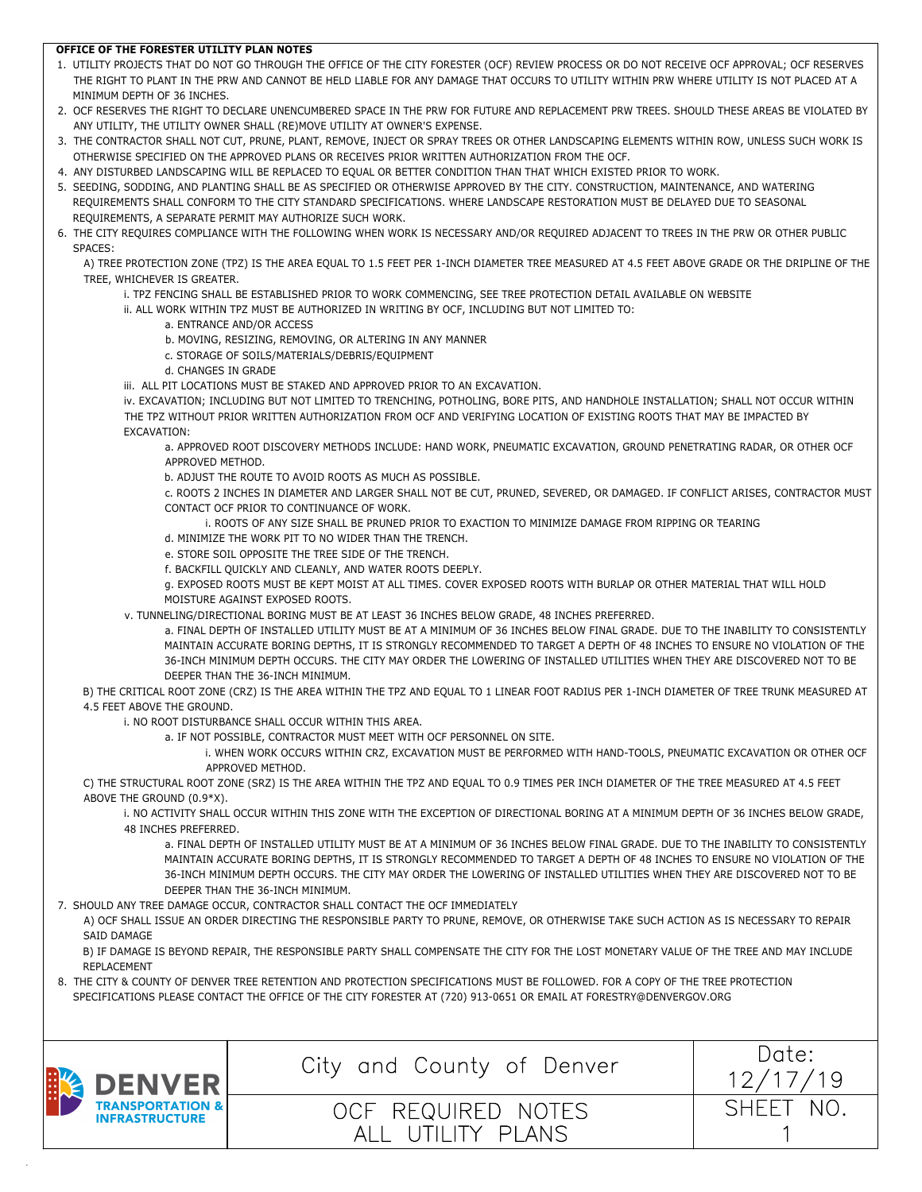**OFFICE OF THE FORESTER UTILITY PLAN NOTES**

1. UTILITY PROJECTS THAT DO NOT GO THROUGH THE OFFICE OF THE CITY FORESTER (OCF) REVIEW PROCESS OR DO NOT RECEIVE OCF APPROVAL; OCF RESERVES THE RIGHT TO PLANT IN THE PRW AND CANNOT BE HELD LIABLE FOR ANY DAMAGE THAT OCCURS TO UTILITY WITHIN PRW WHERE UTILITY IS NOT PLACED AT A MINIMUM DEPTH OF 36 INCHES.
2. OCF RESERVES THE RIGHT TO DECLARE UNENCUMBERED SPACE IN THE PRW FOR FUTURE AND REPLACEMENT PRW TREES. SHOULD THESE AREAS BE VIOLATED BY ANY UTILITY, THE UTILITY OWNER SHALL (RE)MOVE UTILITY AT OWNER'S EXPENSE.
3. THE CONTRACTOR SHALL NOT CUT, PRUNE, PLANT, REMOVE, INJECT OR SPRAY TREES OR OTHER LANDSCAPING ELEMENTS WITHIN ROW, UNLESS SUCH WORK IS OTHERWISE SPECIFIED ON THE APPROVED PLANS OR RECEIVES PRIOR WRITTEN AUTHORIZATION FROM THE OCF.
4. ANY DISTURBED LANDSCAPING WILL BE REPLACED TO EQUAL OR BETTER CONDITION THAN THAT WHICH EXISTED PRIOR TO WORK.
5. SEEDING, SODDING, AND PLANTING SHALL BE AS SPECIFIED OR OTHERWISE APPROVED BY THE CITY. CONSTRUCTION, MAINTENANCE, AND WATERING REQUIREMENTS SHALL CONFORM TO THE CITY STANDARD SPECIFICATIONS. WHERE LANDSCAPE RESTORATION MUST BE DELAYED DUE TO SEASONAL REQUIREMENTS, A SEPARATE PERMIT MAY AUTHORIZE SUCH WORK.
6. THE CITY REQUIRES COMPLIANCE WITH THE FOLLOWING WHEN WORK IS NECESSARY AND/OR REQUIRED ADJACENT TO TREES IN THE PRW OR OTHER PUBLIC SPACES:
   - A) TREE PROTECTION ZONE (TPZ) IS THE AREA EQUAL TO 1.5 FEET PER 1-INCH DIAMETER TREE MEASURED AT 4.5 FEET ABOVE GRADE OR THE DRIPLINE OF THE TREE, WHICHEVER IS GREATER.
     - i. TPZ FENCING SHALL BE ESTABLISHED PRIOR TO WORK COMMENCING, SEE TREE PROTECTION DETAIL AVAILABLE ON WEBSITE
     - ii. ALL WORK WITHIN TPZ MUST BE AUTHORIZED IN WRITING BY OCF, INCLUDING BUT NOT LIMITED TO:
       - a. ENTRANCE AND/OR ACCESS
       - b. MOVING, RESIZING, REMOVING, OR ALTERING IN ANY MANNER
       - c. STORAGE OF SOILS/MATERIALS/DEBRIS/EQUIPMENT
       - d. CHANGES IN GRADE
     - iii. ALL PIT LOCATIONS MUST BE STAKED AND APPROVED PRIOR TO AN EXCAVATION.
     - iv. EXCAVATION; INCLUDING BUT NOT LIMITED TO TRENCHING, POTHOLING, BORE PITS, AND HANDHOLE INSTALLATION; SHALL NOT OCCUR WITHIN THE TPZ WITHOUT PRIOR WRITTEN AUTHORIZATION FROM OCF AND VERIFYING LOCATION OF EXISTING ROOTS THAT MAY BE IMPACTED BY EXCAVATION:
       - a. APPROVED ROOT DISCOVERY METHODS INCLUDE: HAND WORK, PNEUMATIC EXCAVATION, GROUND PENETRATING RADAR, OR OTHER OCF APPROVED METHOD.
       - b. ADJUST THE ROUTE TO AVOID ROOTS AS MUCH AS POSSIBLE.
       - c. ROOTS 2 INCHES IN DIAMETER AND LARGER SHALL NOT BE CUT, PRUNED, SEVERED, OR DAMAGED. IF CONFLICT ARISES, CONTRACTOR MUST CONTACT OCF PRIOR TO CONTINUANCE OF WORK.
         - i. ROOTS OF ANY SIZE SHALL BE PRUNED PRIOR TO EXACTION TO MINIMIZE DAMAGE FROM RIPPING OR TEARING
       - d. MINIMIZE THE WORK PIT TO NO WIDER THAN THE TRENCH.
       - e. STORE SOIL OPPOSITE THE TREE SIDE OF THE TRENCH.
       - f. BACKFILL QUICKLY AND CLEANLY, AND WATER ROOTS DEEPLY.
       - g. EXPOSED ROOTS MUST BE KEPT MOIST AT ALL TIMES. COVER EXPOSED ROOTS WITH BURLAP OR OTHER MATERIAL THAT WILL HOLD MOISTURE AGAINST EXPOSED ROOTS.
     - v. TUNNELING/DIRECTIONAL BORING MUST BE AT LEAST 36 INCHES BELOW GRADE, 48 INCHES PREFERRED.
       - a. FINAL DEPTH OF INSTALLED UTILITY MUST BE AT A MINIMUM OF 36 INCHES BELOW FINAL GRADE. DUE TO THE INABILITY TO CONSISTENTLY MAINTAIN ACCURATE BORING DEPTHS, IT IS STRONGLY RECOMMENDED TO TARGET A DEPTH OF 48 INCHES TO ENSURE NO VIOLATION OF THE 36-INCH MINIMUM DEPTH OCCURS. THE CITY MAY ORDER THE LOWERING OF INSTALLED UTILITIES WHEN THEY ARE DISCOVERED NOT TO BE DEEPER THAN THE 36-INCH MINIMUM.
   - B) THE CRITICAL ROOT ZONE (CRZ) IS THE AREA WITHIN THE TPZ AND EQUAL TO 1 LINEAR FOOT RADIUS PER 1-INCH DIAMETER OF TREE TRUNK MEASURED AT 4.5 FEET ABOVE THE GROUND.
     - i. NO ROOT DISTURBANCE SHALL OCCUR WITHIN THIS AREA.
       - a. IF NOT POSSIBLE, CONTRACTOR MUST MEET WITH OCF PERSONNEL ON SITE.
         - i. WHEN WORK OCCURS WITHIN CRZ, EXCAVATION MUST BE PERFORMED WITH HAND-TOOLS, PNEUMATIC EXCAVATION OR OTHER OCF APPROVED METHOD.
   - C) THE STRUCTURAL ROOT ZONE (SRZ) IS THE AREA WITHIN THE TPZ AND EQUAL TO 0.9 TIMES PER INCH DIAMETER OF THE TREE MEASURED AT 4.5 FEET ABOVE THE GROUND (0.9*X).
     - i. NO ACTIVITY SHALL OCCUR WITHIN THIS ZONE WITH THE EXCEPTION OF DIRECTIONAL BORING AT A MINIMUM DEPTH OF 36 INCHES BELOW GRADE, 48 INCHES PREFERRED.
       - a. FINAL DEPTH OF INSTALLED UTILITY MUST BE AT A MINIMUM OF 36 INCHES BELOW FINAL GRADE. DUE TO THE INABILITY TO CONSISTENTLY MAINTAIN ACCURATE BORING DEPTHS, IT IS STRONGLY RECOMMENDED TO TARGET A DEPTH OF 48 INCHES TO ENSURE NO VIOLATION OF THE 36-INCH MINIMUM DEPTH OCCURS. THE CITY MAY ORDER THE LOWERING OF INSTALLED UTILITIES WHEN THEY ARE DISCOVERED NOT TO BE DEEPER THAN THE 36-INCH MINIMUM.
7. SHOULD ANY TREE DAMAGE OCCUR, CONTRACTOR SHALL CONTACT THE OCF IMMEDIATELY
   - A) OCF SHALL ISSUE AN ORDER DIRECTING THE RESPONSIBLE PARTY TO PRUNE, REMOVE, OR OTHERWISE TAKE SUCH ACTION AS IS NECESSARY TO REPAIR SAID DAMAGE
   - B) IF DAMAGE IS BEYOND REPAIR, THE RESPONSIBLE PARTY SHALL COMPENSATE THE CITY FOR THE LOST MONETARY VALUE OF THE TREE AND MAY INCLUDE REPLACEMENT
8. THE CITY & COUNTY OF DENVER TREE RETENTION AND PROTECTION SPECIFICATIONS MUST BE FOLLOWED. FOR A COPY OF THE TREE PROTECTION SPECIFICATIONS PLEASE CONTACT THE OFFICE OF THE CITY FORESTER AT (720) 913-0651 OR EMAIL AT FORESTRY@DENVERGOV.ORG

| DENVER TRANSPORTATION & INFRASTRUCTURE | City and County of Denver | Date: 12/17/19 |
|---|---|---|
| | OCF REQUIRED NOTES ALL UTILITY PLANS | SHEET NO. 1 |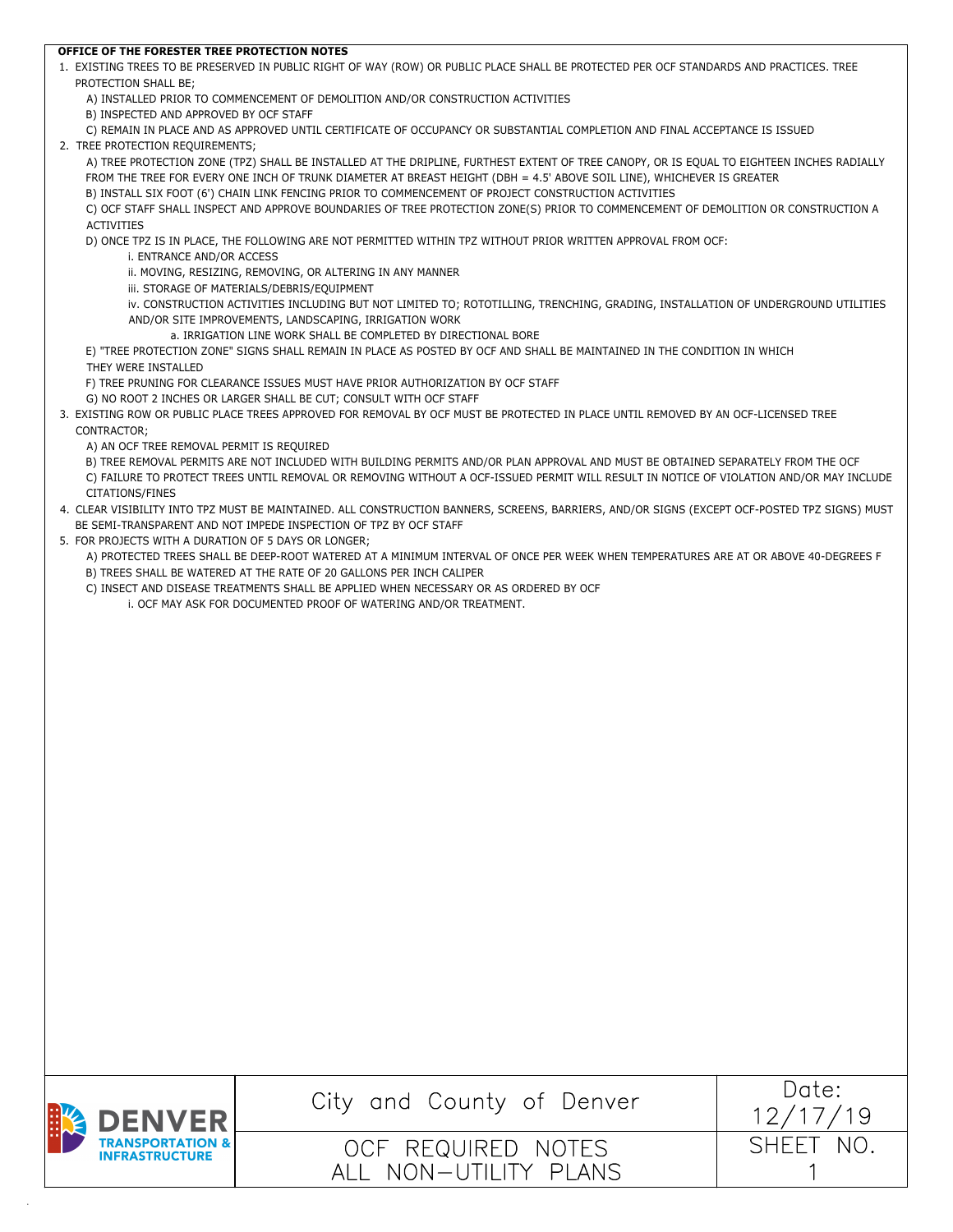**OFFICE OF THE FORESTER TREE PROTECTION NOTES**

1. EXISTING TREES TO BE PRESERVED IN PUBLIC RIGHT OF WAY (ROW) OR PUBLIC PLACE SHALL BE PROTECTED PER OCF STANDARDS AND PRACTICES. TREE PROTECTION SHALL BE;
   - A) INSTALLED PRIOR TO COMMENCEMENT OF DEMOLITION AND/OR CONSTRUCTION ACTIVITIES
   - B) INSPECTED AND APPROVED BY OCF STAFF
   - C) REMAIN IN PLACE AND AS APPROVED UNTIL CERTIFICATE OF OCCUPANCY OR SUBSTANTIAL COMPLETION AND FINAL ACCEPTANCE IS ISSUED
2. TREE PROTECTION REQUIREMENTS;
   - A) TREE PROTECTION ZONE (TPZ) SHALL BE INSTALLED AT THE DRIPLINE, FURTHEST EXTENT OF TREE CANOPY, OR IS EQUAL TO EIGHTEEN INCHES RADIALLY FROM THE TREE FOR EVERY ONE INCH OF TRUNK DIAMETER AT BREAST HEIGHT (DBH = 4.5' ABOVE SOIL LINE), WHICHEVER IS GREATER
   - B) INSTALL SIX FOOT (6') CHAIN LINK FENCING PRIOR TO COMMENCEMENT OF PROJECT CONSTRUCTION ACTIVITIES
   - C) OCF STAFF SHALL INSPECT AND APPROVE BOUNDARIES OF TREE PROTECTION ZONE(S) PRIOR TO COMMENCEMENT OF DEMOLITION OR CONSTRUCTION A ACTIVITIES
   - D) ONCE TPZ IS IN PLACE, THE FOLLOWING ARE NOT PERMITTED WITHIN TPZ WITHOUT PRIOR WRITTEN APPROVAL FROM OCF:
     - i. ENTRANCE AND/OR ACCESS
     - ii. MOVING, RESIZING, REMOVING, OR ALTERING IN ANY MANNER
     - iii. STORAGE OF MATERIALS/DEBRIS/EQUIPMENT
     - iv. CONSTRUCTION ACTIVITIES INCLUDING BUT NOT LIMITED TO; ROTOTILLING, TRENCHING, GRADING, INSTALLATION OF UNDERGROUND UTILITIES AND/OR SITE IMPROVEMENTS, LANDSCAPING, IRRIGATION WORK
       - a. IRRIGATION LINE WORK SHALL BE COMPLETED BY DIRECTIONAL BORE
   - E) "TREE PROTECTION ZONE" SIGNS SHALL REMAIN IN PLACE AS POSTED BY OCF AND SHALL BE MAINTAINED IN THE CONDITION IN WHICH THEY WERE INSTALLED
   - F) TREE PRUNING FOR CLEARANCE ISSUES MUST HAVE PRIOR AUTHORIZATION BY OCF STAFF
   - G) NO ROOT 2 INCHES OR LARGER SHALL BE CUT; CONSULT WITH OCF STAFF
3. EXISTING ROW OR PUBLIC PLACE TREES APPROVED FOR REMOVAL BY OCF MUST BE PROTECTED IN PLACE UNTIL REMOVED BY AN OCF-LICENSED TREE CONTRACTOR;
   - A) AN OCF TREE REMOVAL PERMIT IS REQUIRED
   - B) TREE REMOVAL PERMITS ARE NOT INCLUDED WITH BUILDING PERMITS AND/OR PLAN APPROVAL AND MUST BE OBTAINED SEPARATELY FROM THE OCF
   - C) FAILURE TO PROTECT TREES UNTIL REMOVAL OR REMOVING WITHOUT A OCF-ISSUED PERMIT WILL RESULT IN NOTICE OF VIOLATION AND/OR MAY INCLUDE CITATIONS/FINES
4. CLEAR VISIBILITY INTO TPZ MUST BE MAINTAINED. ALL CONSTRUCTION BANNERS, SCREENS, BARRIERS, AND/OR SIGNS (EXCEPT OCF-POSTED TPZ SIGNS) MUST BE SEMI-TRANSPARENT AND NOT IMPEDE INSPECTION OF TPZ BY OCF STAFF
5. FOR PROJECTS WITH A DURATION OF 5 DAYS OR LONGER;
   - A) PROTECTED TREES SHALL BE DEEP-ROOT WATERED AT A MINIMUM INTERVAL OF ONCE PER WEEK WHEN TEMPERATURES ARE AT OR ABOVE 40-DEGREES F
   - B) TREES SHALL BE WATERED AT THE RATE OF 20 GALLONS PER INCH CALIPER
   - C) INSECT AND DISEASE TREATMENTS SHALL BE APPLIED WHEN NECESSARY OR AS ORDERED BY OCF
     - i. OCF MAY ASK FOR DOCUMENTED PROOF OF WATERING AND/OR TREATMENT.

| | | |
|---|---|---|
| DENVER TRANSPORTATION & INFRASTRUCTURE | City and County of Denver | Date: 12/17/19 |
| | OCF REQUIRED NOTES ALL NON–UTILITY PLANS | SHEET NO. 1 |